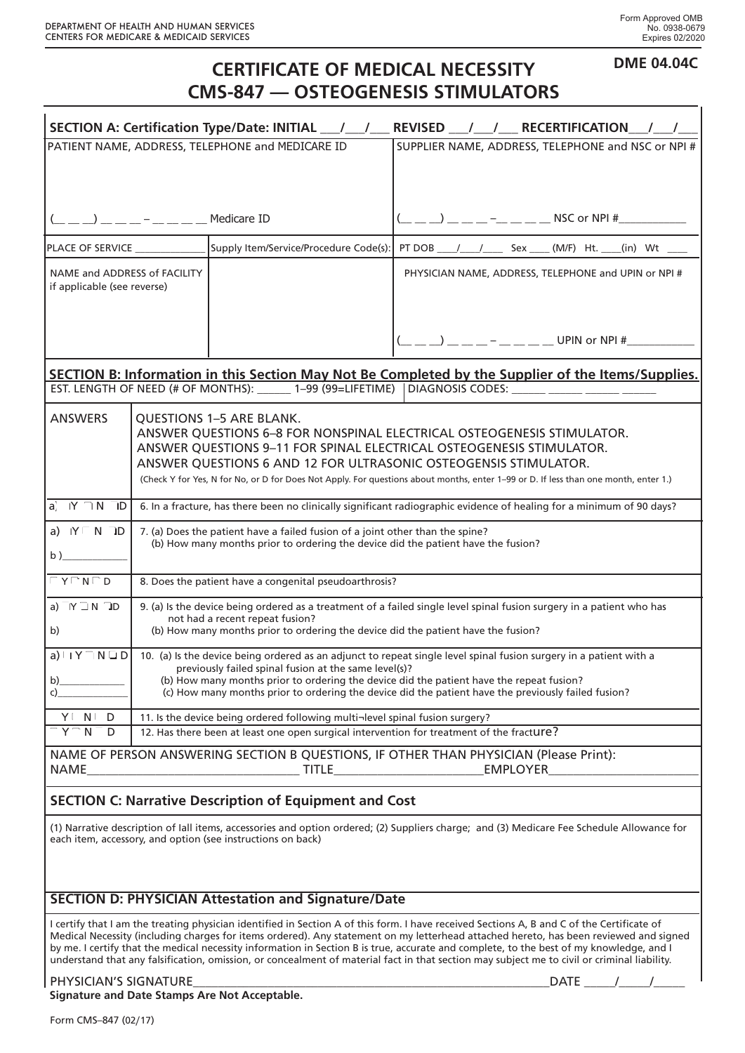DEPARTMENT OF HEALTH AND HUMAN SERVICES
CENTERS FOR MEDICARE & MEDICAID SERVICES

Form Approved OMB No. 0938-0679 Expires 02/2020

**DME 04.04C**

# CERTIFICATE OF MEDICAL NECESSITY
# CMS-847 — OSTEOGENESIS STIMULATORS

## SECTION A: Certification Type/Date: INITIAL ___/___/___ REVISED ___/___/___ RECERTIFICATION___/___/___

| PATIENT NAME, ADDRESS, TELEPHONE and MEDICARE ID | | SUPPLIER NAME, ADDRESS, TELEPHONE and NSC or NPI # |
|---|---|---|
| (__ __ __) __ __ __ – __ __ __ __ Medicare ID | | (__ __ __) __ __ __ –__ __ __ __ NSC or NPI #___________ |
| PLACE OF SERVICE ____________ | Supply Item/Service/Procedure Code(s): | PT DOB ____/____/____ Sex ____ (M/F) Ht. ____(in) Wt ____ |
| NAME and ADDRESS of FACILITY if applicable (see reverse) | | PHYSICIAN NAME, ADDRESS, TELEPHONE and UPIN or NPI # |
| | | (__ __ __) __ __ __ – __ __ __ __ UPIN or NPI #___________ |

## SECTION B: Information in this Section May Not Be Completed by the Supplier of the Items/Supplies.

EST. LENGTH OF NEED (# OF MONTHS): ______ 1–99 (99=LIFETIME) | DIAGNOSIS CODES: ______ ______ ______ ______

| ANSWERS | QUESTIONS 1–5 ARE BLANK. ANSWER QUESTIONS 6–8 FOR NONSPINAL ELECTRICAL OSTEOGENESIS STIMULATOR. ANSWER QUESTIONS 9–11 FOR SPINAL ELECTRICAL OSTEOGENESIS STIMULATOR. ANSWER QUESTIONS 6 AND 12 FOR ULTRASONIC OSTEOGENSIS STIMULATOR. (Check Y for Yes, N for No, or D for Does Not Apply. For questions about months, enter 1–99 or D. If less than one month, enter 1.) |
|---|---|
| a) Y N D | 6. In a fracture, has there been no clinically significant radiographic evidence of healing for a minimum of 90 days? |
| a) Y N D<br>b )___________ | 7. (a) Does the patient have a failed fusion of a joint other than the spine?<br>(b) How many months prior to ordering the device did the patient have the fusion? |
| Y N D | 8. Does the patient have a congenital pseudoarthrosis? |
| a) Y N D<br>b) | 9. (a) Is the device being ordered as a treatment of a failed single level spinal fusion surgery in a patient who has not had a recent repeat fusion?<br>(b) How many months prior to ordering the device did the patient have the fusion? |
| a) Y N D<br>b)___________<br>c)___________ | 10. (a) Is the device being ordered as an adjunct to repeat single level spinal fusion surgery in a patient with a previously failed spinal fusion at the same level(s)?<br>(b) How many months prior to ordering the device did the patient have the repeat fusion?<br>(c) How many months prior to ordering the device did the patient have the previously failed fusion? |
| Y N D | 11. Is the device being ordered following multi¬level spinal fusion surgery? |
| Y N D | 12. Has there been at least one open surgical intervention for treatment of the fracture? |

NAME OF PERSON ANSWERING SECTION B QUESTIONS, IF OTHER THAN PHYSICIAN (Please Print):
NAME_________________________________ TITLE________________________EMPLOYER________________________

## SECTION C: Narrative Description of Equipment and Cost

(1) Narrative description of Iall items, accessories and option ordered; (2) Suppliers charge; and (3) Medicare Fee Schedule Allowance for each item, accessory, and option (see instructions on back)

## SECTION D: PHYSICIAN Attestation and Signature/Date

I certify that I am the treating physician identified in Section A of this form. I have received Sections A, B and C of the Certificate of Medical Necessity (including charges for items ordered). Any statement on my letterhead attached hereto, has been reviewed and signed by me. I certify that the medical necessity information in Section B is true, accurate and complete, to the best of my knowledge, and I understand that any falsification, omission, or concealment of material fact in that section may subject me to civil or criminal liability.

PHYSICIAN'S SIGNATURE_____________________________________________________________DATE _____/_____/_____

**Signature and Date Stamps Are Not Acceptable.**

Form CMS–847 (02/17)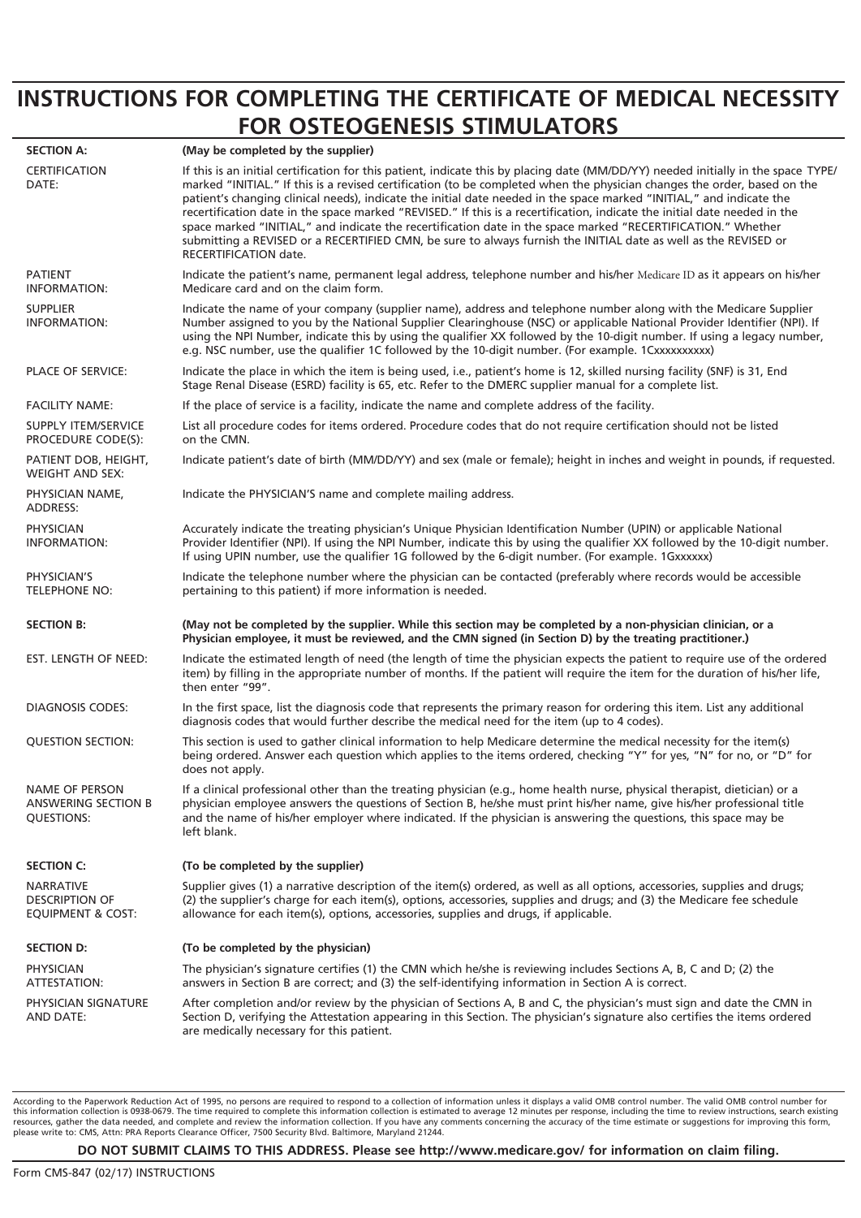# INSTRUCTIONS FOR COMPLETING THE CERTIFICATE OF MEDICAL NECESSITY FOR OSTEOGENESIS STIMULATORS

| | |
|---|---|
| **SECTION A:** | **(May be completed by the supplier)** |
| CERTIFICATION DATE: | If this is an initial certification for this patient, indicate this by placing date (MM/DD/YY) needed initially in the space TYPE/ marked "INITIAL." If this is a revised certification (to be completed when the physician changes the order, based on the patient's changing clinical needs), indicate the initial date needed in the space marked "INITIAL," and indicate the recertification date in the space marked "REVISED." If this is a recertification, indicate the initial date needed in the space marked "INITIAL," and indicate the recertification date in the space marked "RECERTIFICATION." Whether submitting a REVISED or a RECERTIFIED CMN, be sure to always furnish the INITIAL date as well as the REVISED or RECERTIFICATION date. |
| PATIENT INFORMATION: | Indicate the patient's name, permanent legal address, telephone number and his/her Medicare ID as it appears on his/her Medicare card and on the claim form. |
| SUPPLIER INFORMATION: | Indicate the name of your company (supplier name), address and telephone number along with the Medicare Supplier Number assigned to you by the National Supplier Clearinghouse (NSC) or applicable National Provider Identifier (NPI). If using the NPI Number, indicate this by using the qualifier XX followed by the 10-digit number. If using a legacy number, e.g. NSC number, use the qualifier 1C followed by the 10-digit number. (For example. 1Cxxxxxxxxxx) |
| PLACE OF SERVICE: | Indicate the place in which the item is being used, i.e., patient's home is 12, skilled nursing facility (SNF) is 31, End Stage Renal Disease (ESRD) facility is 65, etc. Refer to the DMERC supplier manual for a complete list. |
| FACILITY NAME: | If the place of service is a facility, indicate the name and complete address of the facility. |
| SUPPLY ITEM/SERVICE PROCEDURE CODE(S): | List all procedure codes for items ordered. Procedure codes that do not require certification should not be listed on the CMN. |
| PATIENT DOB, HEIGHT, WEIGHT AND SEX: | Indicate patient's date of birth (MM/DD/YY) and sex (male or female); height in inches and weight in pounds, if requested. |
| PHYSICIAN NAME, ADDRESS: | Indicate the PHYSICIAN'S name and complete mailing address. |
| PHYSICIAN INFORMATION: | Accurately indicate the treating physician's Unique Physician Identification Number (UPIN) or applicable National Provider Identifier (NPI). If using the NPI Number, indicate this by using the qualifier XX followed by the 10-digit number. If using UPIN number, use the qualifier 1G followed by the 6-digit number. (For example. 1Gxxxxxx) |
| PHYSICIAN'S TELEPHONE NO: | Indicate the telephone number where the physician can be contacted (preferably where records would be accessible pertaining to this patient) if more information is needed. |
| **SECTION B:** | **(May not be completed by the supplier. While this section may be completed by a non-physician clinician, or a Physician employee, it must be reviewed, and the CMN signed (in Section D) by the treating practitioner.)** |
| EST. LENGTH OF NEED: | Indicate the estimated length of need (the length of time the physician expects the patient to require use of the ordered item) by filling in the appropriate number of months. If the patient will require the item for the duration of his/her life, then enter "99". |
| DIAGNOSIS CODES: | In the first space, list the diagnosis code that represents the primary reason for ordering this item. List any additional diagnosis codes that would further describe the medical need for the item (up to 4 codes). |
| QUESTION SECTION: | This section is used to gather clinical information to help Medicare determine the medical necessity for the item(s) being ordered. Answer each question which applies to the items ordered, checking "Y" for yes, "N" for no, or "D" for does not apply. |
| NAME OF PERSON ANSWERING SECTION B QUESTIONS: | If a clinical professional other than the treating physician (e.g., home health nurse, physical therapist, dietician) or a physician employee answers the questions of Section B, he/she must print his/her name, give his/her professional title and the name of his/her employer where indicated. If the physician is answering the questions, this space may be left blank. |
| **SECTION C:** | **(To be completed by the supplier)** |
| NARRATIVE DESCRIPTION OF EQUIPMENT & COST: | Supplier gives (1) a narrative description of the item(s) ordered, as well as all options, accessories, supplies and drugs; (2) the supplier's charge for each item(s), options, accessories, supplies and drugs; and (3) the Medicare fee schedule allowance for each item(s), options, accessories, supplies and drugs, if applicable. |
| **SECTION D:** | **(To be completed by the physician)** |
| PHYSICIAN ATTESTATION: | The physician's signature certifies (1) the CMN which he/she is reviewing includes Sections A, B, C and D; (2) the answers in Section B are correct; and (3) the self-identifying information in Section A is correct. |
| PHYSICIAN SIGNATURE AND DATE: | After completion and/or review by the physician of Sections A, B and C, the physician's must sign and date the CMN in Section D, verifying the Attestation appearing in this Section. The physician's signature also certifies the items ordered are medically necessary for this patient. |

According to the Paperwork Reduction Act of 1995, no persons are required to respond to a collection of information unless it displays a valid OMB control number. The valid OMB control number for this information collection is 0938-0679. The time required to complete this information collection is estimated to average 12 minutes per response, including the time to review instructions, search existing resources, gather the data needed, and complete and review the information collection. If you have any comments concerning the accuracy of the time estimate or suggestions for improving this form, please write to: CMS, Attn: PRA Reports Clearance Officer, 7500 Security Blvd. Baltimore, Maryland 21244.

**DO NOT SUBMIT CLAIMS TO THIS ADDRESS. Please see http://www.medicare.gov/ for information on claim filing.**

Form CMS-847 (02/17) INSTRUCTIONS